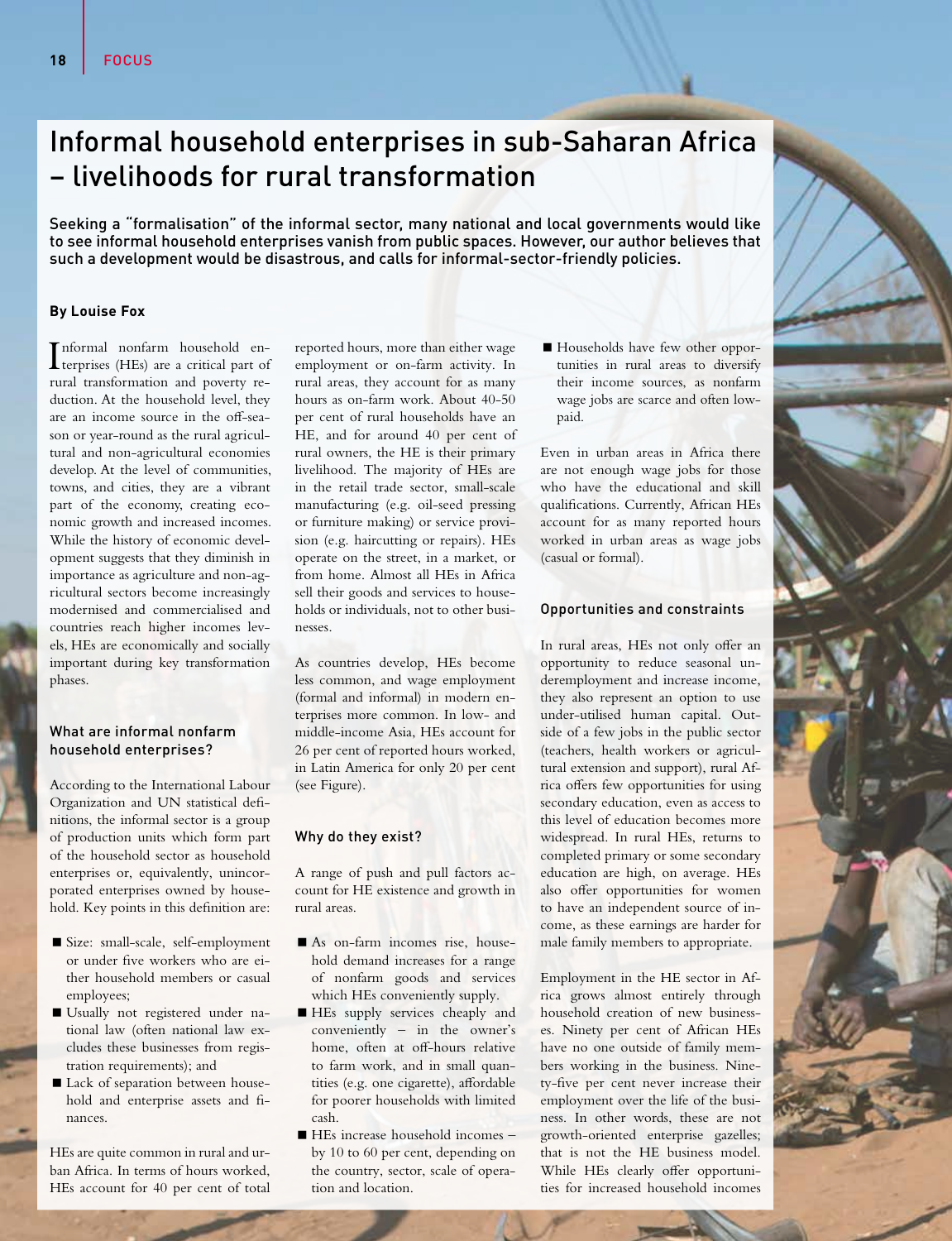# Informal household enterprises in sub-Saharan Africa – livelihoods for rural transformation

**Seeking a "formalisation" of the informal sector, many national and local governments would like to see informal household enterprises vanish from public spaces. However, our author believes that such a development would be disastrous, and calls for informal-sector-friendly policies.**

**By Louise Fox**

Informal nonfarm household enterprises (HEs) are a critical part of rural transformation and poverty reduction. At the household level, they are an income source in the off-season or year-round as the rural agricultural and non-agricultural economies develop. At the level of communities, towns, and cities, they are a vibrant part of the economy, creating economic growth and increased incomes. While the history of economic development suggests that they diminish in importance as agriculture and non-agricultural sectors become increasingly modernised and commercialised and countries reach higher incomes levels, HEs are economically and socially important during key transformation phases.

### What are informal nonfarm household enterprises?

According to the International Labour Organization and UN statistical definitions, the informal sector is a group of production units which form part of the household sector as household enterprises or, equivalently, unincorporated enterprises owned by household. Key points in this definition are:

- Size: small-scale, self-employment or under five workers who are either household members or casual employees;
- Usually not registered under national law (often national law excludes these businesses from registration requirements); and
- Lack of separation between household and enterprise assets and finances.

HEs are quite common in rural and urban Africa. In terms of hours worked, HEs account for 40 per cent of total reported hours, more than either wage employment or on-farm activity. In rural areas, they account for as many hours as on-farm work. About 40-50 per cent of rural households have an HE, and for around 40 per cent of rural owners, the HE is their primary livelihood. The majority of HEs are in the retail trade sector, small-scale manufacturing (e.g. oil-seed pressing or furniture making) or service provision (e.g. haircutting or repairs). HEs operate on the street, in a market, or from home. Almost all HEs in Africa sell their goods and services to households or individuals, not to other businesses.

As countries develop, HEs become less common, and wage employment (formal and informal) in modern enterprises more common. In low- and middle-income Asia, HEs account for 26 per cent of reported hours worked, in Latin America for only 20 per cent (see Figure).

### Why do they exist?

A range of push and pull factors account for HE existence and growth in rural areas.

- As on-farm incomes rise, household demand increases for a range of nonfarm goods and services which HEs conveniently supply.
- HEs supply services cheaply and conveniently – in the owner's home, often at off-hours relative to farm work, and in small quantities (e.g. one cigarette), affordable for poorer households with limited cash.
- HEs increase household incomes – by 10 to 60 per cent, depending on the country, sector, scale of operation and location.
- Households have few other opportunities in rural areas to diversify their income sources, as nonfarm wage jobs are scarce and often low-paid.

Even in urban areas in Africa there are not enough wage jobs for those who have the educational and skill qualifications. Currently, African HEs account for as many reported hours worked in urban areas as wage jobs (casual or formal).

### Opportunities and constraints

In rural areas, HEs not only offer an opportunity to reduce seasonal underemployment and increase income, they also represent an option to use under-utilised human capital. Outside of a few jobs in the public sector (teachers, health workers or agricultural extension and support), rural Africa offers few opportunities for using secondary education, even as access to this level of education becomes more widespread. In rural HEs, returns to completed primary or some secondary education are high, on average. HEs also offer opportunities for women to have an independent source of income, as these earnings are harder for male family members to appropriate.

Employment in the HE sector in Africa grows almost entirely through household creation of new businesses. Ninety per cent of African HEs have no one outside of family members working in the business. Ninety-five per cent never increase their employment over the life of the business. In other words, these are not growth-oriented enterprise gazelles; that is not the HE business model. While HEs clearly offer opportunities for increased household incomes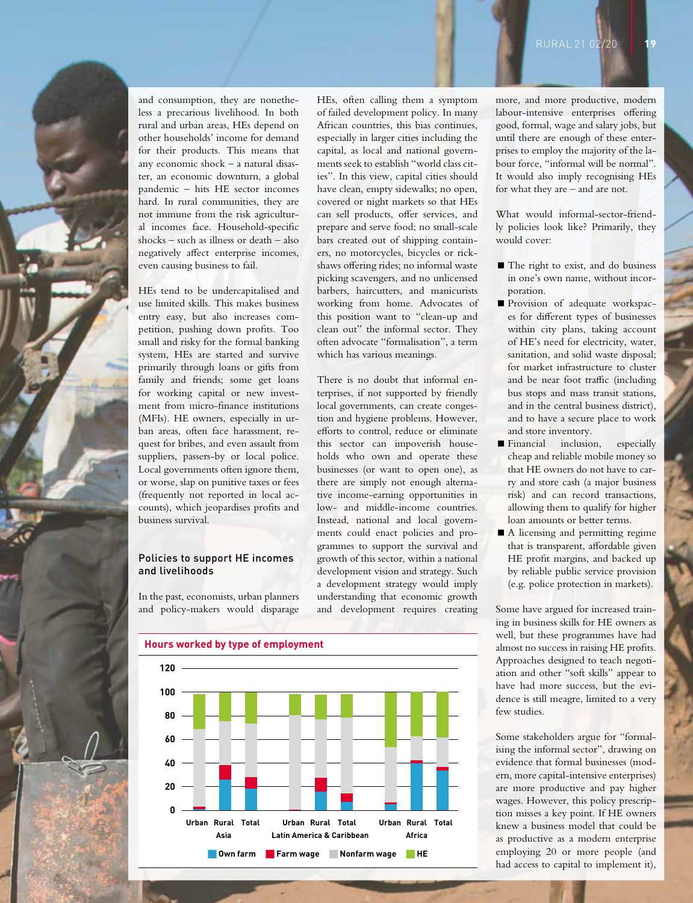and consumption, they are nonetheless a precarious livelihood. In both rural and urban areas, HEs depend on other households' income for demand for their products. This means that any economic shock – a natural disaster, an economic downturn, a global pandemic – hits HE sector incomes hard. In rural communities, they are not immune from the risk agricultural incomes face. Household-specific shocks – such as illness or death – also negatively affect enterprise incomes, even causing business to fail.

HEs tend to be undercapitalised and use limited skills. This makes business entry easy, but also increases competition, pushing down profits. Too small and risky for the formal banking system, HEs are started and survive primarily through loans or gifts from family and friends; some get loans for working capital or new investment from micro-finance institutions (MFIs). HE owners, especially in urban areas, often face harassment, request for bribes, and even assault from suppliers, passers-by or local police. Local governments often ignore them, or worse, slap on punitive taxes or fees (frequently not reported in local accounts), which jeopardises profits and business survival.

## Policies to support HE incomes and livelihoods

In the past, economists, urban planners and policy-makers would disparage HEs, often calling them a symptom of failed development policy. In many African countries, this bias continues, especially in larger cities including the capital, as local and national governments seek to establish "world class cities". In this view, capital cities should have clean, empty sidewalks; no open, covered or night markets so that HEs can sell products, offer services, and prepare and serve food; no small-scale bars created out of shipping containers, no motorcycles, bicycles or rickshaws offering rides; no informal waste picking scavengers, and no unlicensed barbers, haircutters, and manicurists working from home. Advocates of this position want to "clean-up and clean out" the informal sector. They often advocate "formalisation", a term which has various meanings.

There is no doubt that informal enterprises, if not supported by friendly local governments, can create congestion and hygiene problems. However, efforts to control, reduce or eliminate this sector can impoverish households who own and operate these businesses (or want to open one), as there are simply not enough alternative income-earning opportunities in low- and middle-income countries. Instead, national and local governments could enact policies and programmes to support the survival and growth of this sector, within a national development vision and strategy. Such a development strategy would imply understanding that economic growth and development requires creating more, and more productive, modern labour-intensive enterprises offering good, formal, wage and salary jobs, but until there are enough of these enterprises to employ the majority of the labour force, "informal will be normal". It would also imply recognising HEs for what they are – and are not.

What would informal-sector-friendly policies look like? Primarily, they would cover:

- The right to exist, and do business in one's own name, without incorporation.
- Provision of adequate workspaces for different types of businesses within city plans, taking account of HE's need for electricity, water, sanitation, and solid waste disposal; for market infrastructure to cluster and be near foot traffic (including bus stops and mass transit stations, and in the central business district), and to have a secure place to work and store inventory.
- Financial inclusion, especially cheap and reliable mobile money so that HE owners do not have to carry and store cash (a major business risk) and can record transactions, allowing them to qualify for higher loan amounts or better terms.
- A licensing and permitting regime that is transparent, affordable given HE profit margins, and backed up by reliable public service provision (e.g. police protection in markets).

Some have argued for increased training in business skills for HE owners as well, but these programmes have had almost no success in raising HE profits. Approaches designed to teach negotiation and other "soft skills" appear to have had more success, but the evidence is still meagre, limited to a very few studies.

Some stakeholders argue for "formalising the informal sector", drawing on evidence that formal businesses (modern, more capital-intensive enterprises) are more productive and pay higher wages. However, this policy prescription misses a key point. If HE owners knew a business model that could be as productive as a modern enterprise employing 20 or more people (and had access to capital to implement it),

**Hours worked by type of employment**

| Region | | Own farm | Farm wage | Nonfarm wage | HE |
|---|---|---|---|---|---|
| Asia | Urban | ~1 | ~2 | ~66 | ~31 |
| | Rural | ~26 | ~12 | ~37 | ~25 |
| | Total | ~19 | ~9 | ~46 | ~26 |
| Latin America & Caribbean | Urban | ~0 | ~1 | ~80 | ~19 |
| | Rural | ~16 | ~12 | ~49 | ~23 |
| | Total | ~7 | ~7 | ~64 | ~22 |
| Africa | Urban | ~5 | ~2 | ~46 | ~47 |
| | Rural | ~40 | ~2 | ~21 | ~37 |
| | Total | ~34 | ~3 | ~25 | ~38 |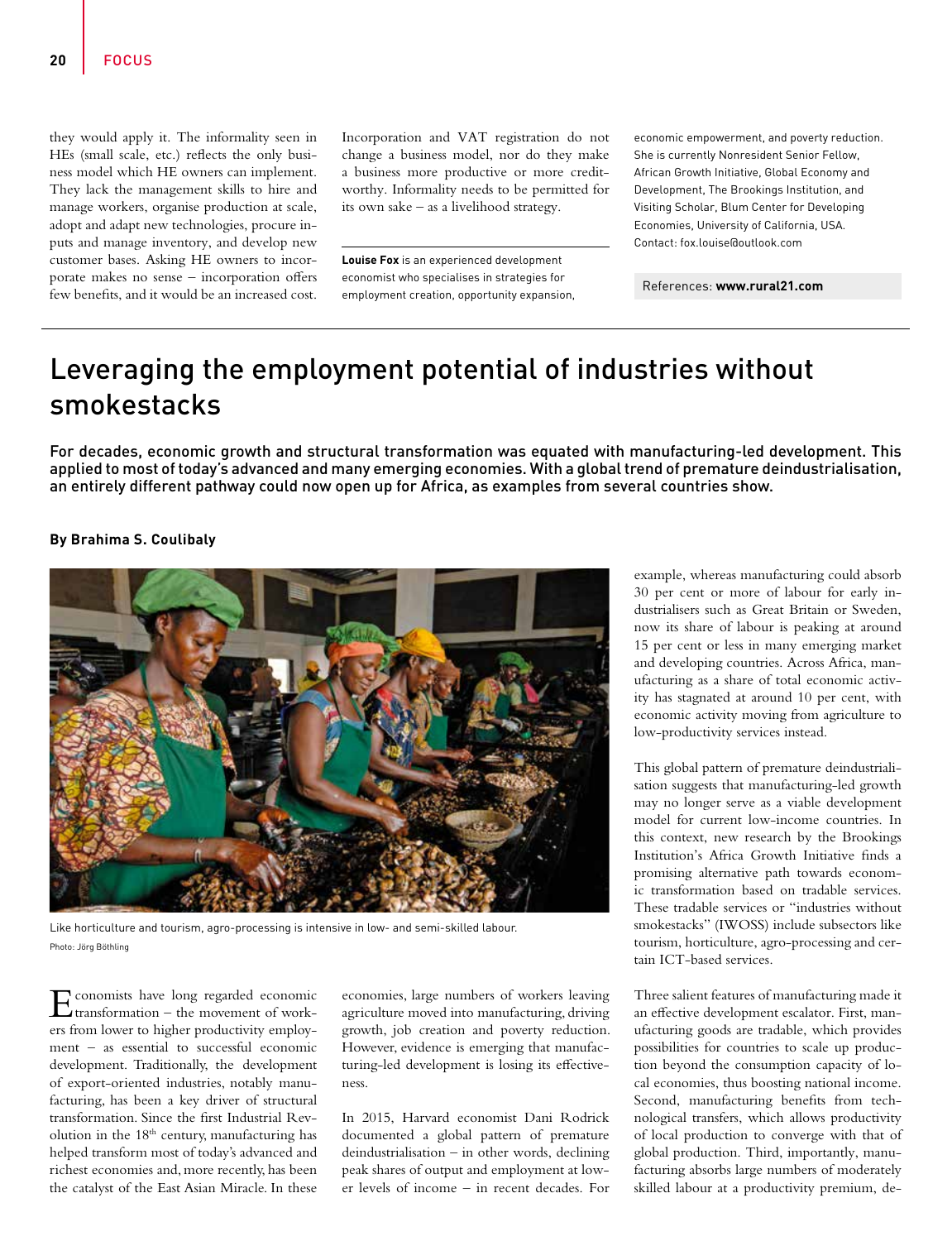they would apply it. The informality seen in HEs (small scale, etc.) reflects the only business model which HE owners can implement. They lack the management skills to hire and manage workers, organise production at scale, adopt and adapt new technologies, procure inputs and manage inventory, and develop new customer bases. Asking HE owners to incorporate makes no sense – incorporation offers few benefits, and it would be an increased cost. Incorporation and VAT registration do not change a business model, nor do they make a business more productive or more creditworthy. Informality needs to be permitted for its own sake – as a livelihood strategy.

**Louise Fox** is an experienced development economist who specialises in strategies for employment creation, opportunity expansion, economic empowerment, and poverty reduction. She is currently Nonresident Senior Fellow, African Growth Initiative, Global Economy and Development, The Brookings Institution, and Visiting Scholar, Blum Center for Developing Economies, University of California, USA.
Contact: fox.louise@outlook.com

References: **www.rural21.com**

# Leveraging the employment potential of industries without smokestacks

**For decades, economic growth and structural transformation was equated with manufacturing-led development. This applied to most of today's advanced and many emerging economies. With a global trend of premature deindustrialisation, an entirely different pathway could now open up for Africa, as examples from several countries show.**

**By Brahima S. Coulibaly**

Like horticulture and tourism, agro-processing is intensive in low- and semi-skilled labour.
Photo: Jörg Böthling

Economists have long regarded economic transformation – the movement of workers from lower to higher productivity employment – as essential to successful economic development. Traditionally, the development of export-oriented industries, notably manufacturing, has been a key driver of structural transformation. Since the first Industrial Revolution in the 18th century, manufacturing has helped transform most of today's advanced and richest economies and, more recently, has been the catalyst of the East Asian Miracle. In these economies, large numbers of workers leaving agriculture moved into manufacturing, driving growth, job creation and poverty reduction. However, evidence is emerging that manufacturing-led development is losing its effectiveness.

In 2015, Harvard economist Dani Rodrick documented a global pattern of premature deindustrialisation – in other words, declining peak shares of output and employment at lower levels of income – in recent decades. For example, whereas manufacturing could absorb 30 per cent or more of labour for early industrialisers such as Great Britain or Sweden, now its share of labour is peaking at around 15 per cent or less in many emerging market and developing countries. Across Africa, manufacturing as a share of total economic activity has stagnated at around 10 per cent, with economic activity moving from agriculture to low-productivity services instead.

This global pattern of premature deindustrialisation suggests that manufacturing-led growth may no longer serve as a viable development model for current low-income countries. In this context, new research by the Brookings Institution's Africa Growth Initiative finds a promising alternative path towards economic transformation based on tradable services. These tradable services or "industries without smokestacks" (IWOSS) include subsectors like tourism, horticulture, agro-processing and certain ICT-based services.

Three salient features of manufacturing made it an effective development escalator. First, manufacturing goods are tradable, which provides possibilities for countries to scale up production beyond the consumption capacity of local economies, thus boosting national income. Second, manufacturing benefits from technological transfers, which allows productivity of local production to converge with that of global production. Third, importantly, manufacturing absorbs large numbers of moderately skilled labour at a productivity premium, de-